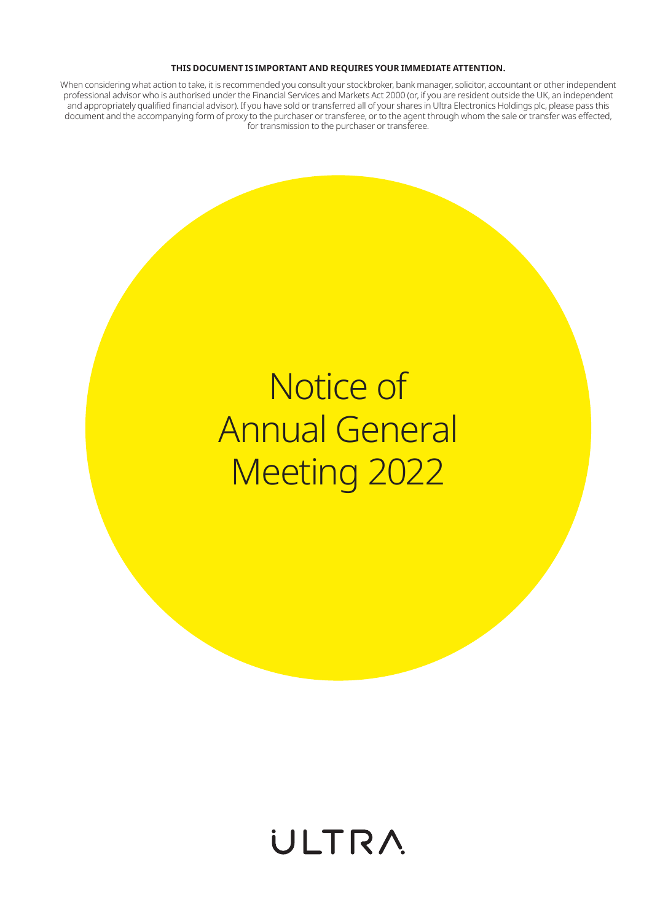**THIS DOCUMENT IS IMPORTANT AND REQUIRES YOUR IMMEDIATE ATTENTION.**

When considering what action to take, it is recommended you consult your stockbroker, bank manager, solicitor, accountant or other independent professional advisor who is authorised under the Financial Services and Markets Act 2000 (or, if you are resident outside the UK, an independent and appropriately qualified financial advisor). If you have sold or transferred all of your shares in Ultra Electronics Holdings plc, please pass this document and the accompanying form of proxy to the purchaser or transferee, or to the agent through whom the sale or transfer was effected, for transmission to the purchaser or transferee.

# Notice of Annual General Meeting 2022

ULTRA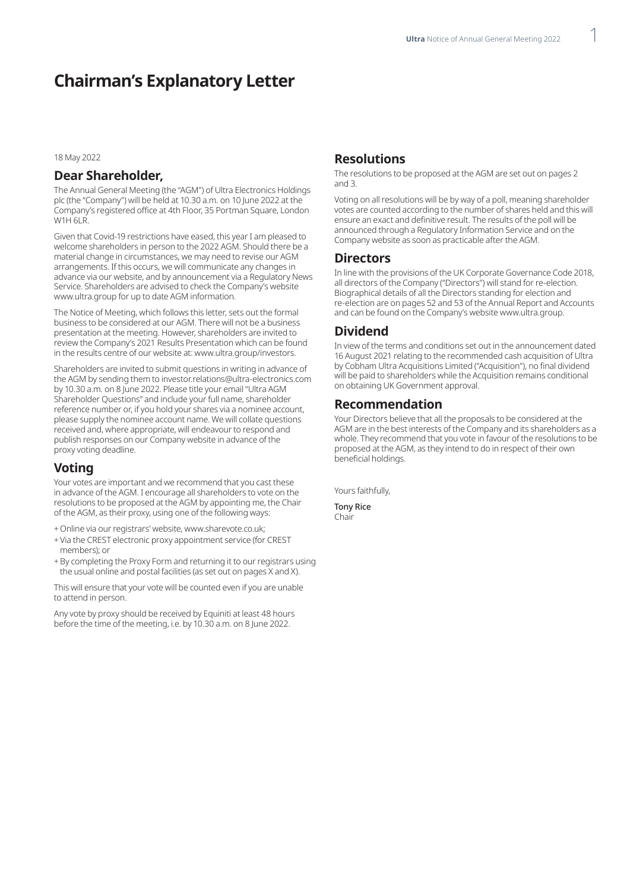# Chairman's Explanatory Letter

18 May 2022

## Dear Shareholder,

The Annual General Meeting (the "AGM") of Ultra Electronics Holdings plc (the "Company") will be held at 10.30 a.m. on 10 June 2022 at the Company's registered office at 4th Floor, 35 Portman Square, London W1H 6LR.

Given that Covid-19 restrictions have eased, this year I am pleased to welcome shareholders in person to the 2022 AGM. Should there be a material change in circumstances, we may need to revise our AGM arrangements. If this occurs, we will communicate any changes in advance via our website, and by announcement via a Regulatory News Service. Shareholders are advised to check the Company's website www.ultra.group for up to date AGM information.

The Notice of Meeting, which follows this letter, sets out the formal business to be considered at our AGM. There will not be a business presentation at the meeting. However, shareholders are invited to review the Company's 2021 Results Presentation which can be found in the results centre of our website at: www.ultra.group/investors.

Shareholders are invited to submit questions in writing in advance of the AGM by sending them to investor.relations@ultra-electronics.com by 10.30 a.m. on 8 June 2022. Please title your email "Ultra AGM Shareholder Questions" and include your full name, shareholder reference number or, if you hold your shares via a nominee account, please supply the nominee account name. We will collate questions received and, where appropriate, will endeavour to respond and publish responses on our Company website in advance of the proxy voting deadline.

## Voting

Your votes are important and we recommend that you cast these in advance of the AGM. I encourage all shareholders to vote on the resolutions to be proposed at the AGM by appointing me, the Chair of the AGM, as their proxy, using one of the following ways:

+ Online via our registrars' website, www.sharevote.co.uk;
+ Via the CREST electronic proxy appointment service (for CREST members); or
+ By completing the Proxy Form and returning it to our registrars using the usual online and postal facilities (as set out on pages X and X).

This will ensure that your vote will be counted even if you are unable to attend in person.

Any vote by proxy should be received by Equiniti at least 48 hours before the time of the meeting, i.e. by 10.30 a.m. on 8 June 2022.

## Resolutions

The resolutions to be proposed at the AGM are set out on pages 2 and 3.

Voting on all resolutions will be by way of a poll, meaning shareholder votes are counted according to the number of shares held and this will ensure an exact and definitive result. The results of the poll will be announced through a Regulatory Information Service and on the Company website as soon as practicable after the AGM.

## Directors

In line with the provisions of the UK Corporate Governance Code 2018, all directors of the Company ("Directors") will stand for re-election. Biographical details of all the Directors standing for election and re-election are on pages 52 and 53 of the Annual Report and Accounts and can be found on the Company's website www.ultra.group.

## Dividend

In view of the terms and conditions set out in the announcement dated 16 August 2021 relating to the recommended cash acquisition of Ultra by Cobham Ultra Acquisitions Limited ("Acquisition"), no final dividend will be paid to shareholders while the Acquisition remains conditional on obtaining UK Government approval.

## Recommendation

Your Directors believe that all the proposals to be considered at the AGM are in the best interests of the Company and its shareholders as a whole. They recommend that you vote in favour of the resolutions to be proposed at the AGM, as they intend to do in respect of their own beneficial holdings.

Yours faithfully,

**Tony Rice**
Chair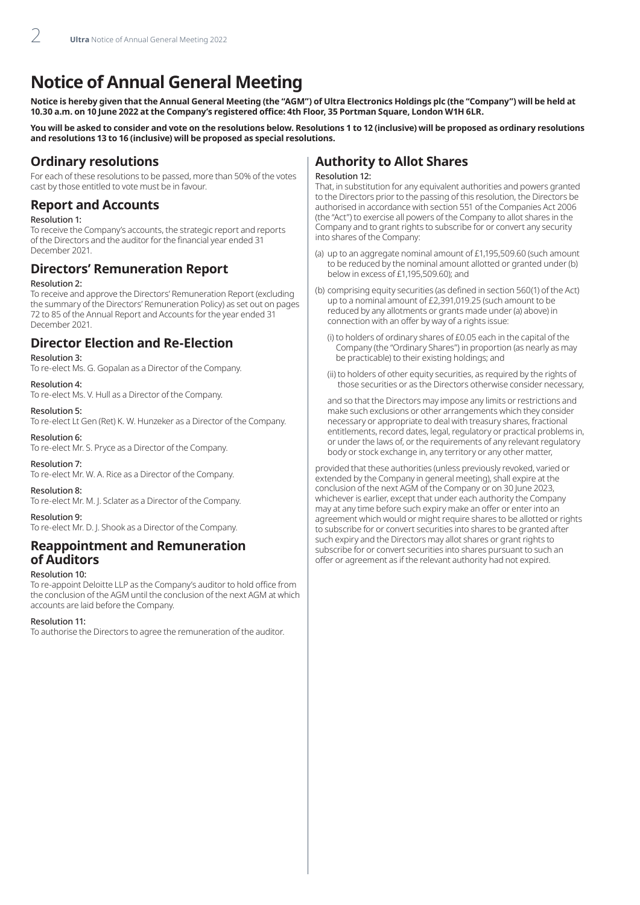# Notice of Annual General Meeting

**Notice is hereby given that the Annual General Meeting (the "AGM") of Ultra Electronics Holdings plc (the "Company") will be held at 10.30 a.m. on 10 June 2022 at the Company's registered office: 4th Floor, 35 Portman Square, London W1H 6LR.**

**You will be asked to consider and vote on the resolutions below. Resolutions 1 to 12 (inclusive) will be proposed as ordinary resolutions and resolutions 13 to 16 (inclusive) will be proposed as special resolutions.**

## Ordinary resolutions

For each of these resolutions to be passed, more than 50% of the votes cast by those entitled to vote must be in favour.

## Report and Accounts

**Resolution 1:**
To receive the Company's accounts, the strategic report and reports of the Directors and the auditor for the financial year ended 31 December 2021.

## Directors' Remuneration Report

**Resolution 2:**
To receive and approve the Directors' Remuneration Report (excluding the summary of the Directors' Remuneration Policy) as set out on pages 72 to 85 of the Annual Report and Accounts for the year ended 31 December 2021.

## Director Election and Re-Election

**Resolution 3:**
To re-elect Ms. G. Gopalan as a Director of the Company.

**Resolution 4:**
To re-elect Ms. V. Hull as a Director of the Company.

**Resolution 5:**
To re-elect Lt Gen (Ret) K. W. Hunzeker as a Director of the Company.

**Resolution 6:**
To re-elect Mr. S. Pryce as a Director of the Company.

**Resolution 7:**
To re-elect Mr. W. A. Rice as a Director of the Company.

**Resolution 8:**
To re-elect Mr. M. J. Sclater as a Director of the Company.

**Resolution 9:**
To re-elect Mr. D. J. Shook as a Director of the Company.

## Reappointment and Remuneration of Auditors

**Resolution 10:**
To re-appoint Deloitte LLP as the Company's auditor to hold office from the conclusion of the AGM until the conclusion of the next AGM at which accounts are laid before the Company.

**Resolution 11:**
To authorise the Directors to agree the remuneration of the auditor.

## Authority to Allot Shares

**Resolution 12:**
That, in substitution for any equivalent authorities and powers granted to the Directors prior to the passing of this resolution, the Directors be authorised in accordance with section 551 of the Companies Act 2006 (the "Act") to exercise all powers of the Company to allot shares in the Company and to grant rights to subscribe for or convert any security into shares of the Company:

(a) up to an aggregate nominal amount of £1,195,509.60 (such amount to be reduced by the nominal amount allotted or granted under (b) below in excess of £1,195,509.60); and

(b) comprising equity securities (as defined in section 560(1) of the Act) up to a nominal amount of £2,391,019.25 (such amount to be reduced by any allotments or grants made under (a) above) in connection with an offer by way of a rights issue:

(i) to holders of ordinary shares of £0.05 each in the capital of the Company (the "Ordinary Shares") in proportion (as nearly as may be practicable) to their existing holdings; and

(ii) to holders of other equity securities, as required by the rights of those securities or as the Directors otherwise consider necessary,

and so that the Directors may impose any limits or restrictions and make such exclusions or other arrangements which they consider necessary or appropriate to deal with treasury shares, fractional entitlements, record dates, legal, regulatory or practical problems in, or under the laws of, or the requirements of any relevant regulatory body or stock exchange in, any territory or any other matter,

provided that these authorities (unless previously revoked, varied or extended by the Company in general meeting), shall expire at the conclusion of the next AGM of the Company or on 30 June 2023, whichever is earlier, except that under each authority the Company may at any time before such expiry make an offer or enter into an agreement which would or might require shares to be allotted or rights to subscribe for or convert securities into shares to be granted after such expiry and the Directors may allot shares or grant rights to subscribe for or convert securities into shares pursuant to such an offer or agreement as if the relevant authority had not expired.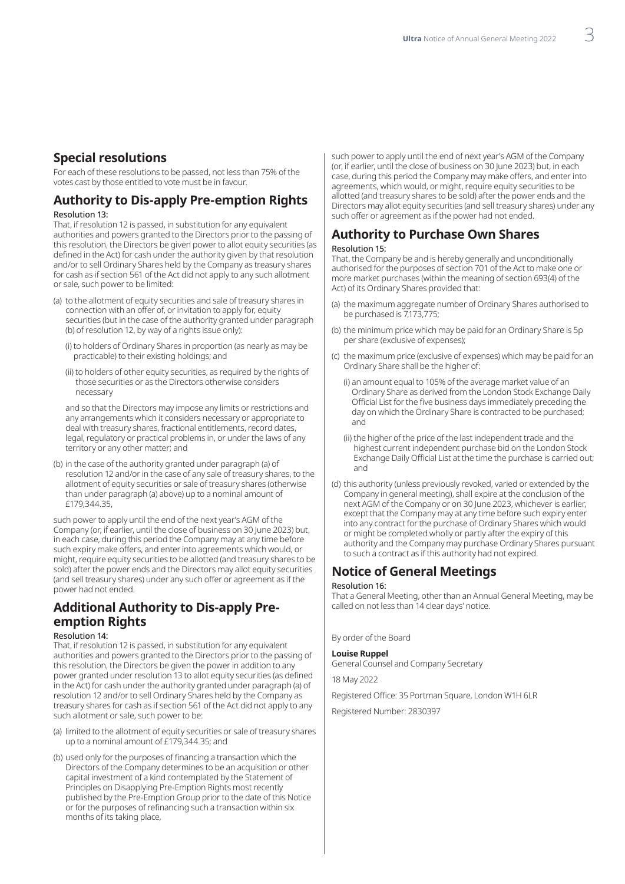## Special resolutions

For each of these resolutions to be passed, not less than 75% of the votes cast by those entitled to vote must be in favour.

## Authority to Dis-apply Pre-emption Rights

**Resolution 13:**

That, if resolution 12 is passed, in substitution for any equivalent authorities and powers granted to the Directors prior to the passing of this resolution, the Directors be given power to allot equity securities (as defined in the Act) for cash under the authority given by that resolution and/or to sell Ordinary Shares held by the Company as treasury shares for cash as if section 561 of the Act did not apply to any such allotment or sale, such power to be limited:

(a) to the allotment of equity securities and sale of treasury shares in connection with an offer of, or invitation to apply for, equity securities (but in the case of the authority granted under paragraph (b) of resolution 12, by way of a rights issue only):

(i) to holders of Ordinary Shares in proportion (as nearly as may be practicable) to their existing holdings; and

(ii) to holders of other equity securities, as required by the rights of those securities or as the Directors otherwise considers necessary

and so that the Directors may impose any limits or restrictions and any arrangements which it considers necessary or appropriate to deal with treasury shares, fractional entitlements, record dates, legal, regulatory or practical problems in, or under the laws of any territory or any other matter; and

(b) in the case of the authority granted under paragraph (a) of resolution 12 and/or in the case of any sale of treasury shares, to the allotment of equity securities or sale of treasury shares (otherwise than under paragraph (a) above) up to a nominal amount of £179,344.35,

such power to apply until the end of the next year's AGM of the Company (or, if earlier, until the close of business on 30 June 2023) but, in each case, during this period the Company may at any time before such expiry make offers, and enter into agreements which would, or might, require equity securities to be allotted (and treasury shares to be sold) after the power ends and the Directors may allot equity securities (and sell treasury shares) under any such offer or agreement as if the power had not ended.

## Additional Authority to Dis-apply Pre-emption Rights

**Resolution 14:**

That, if resolution 12 is passed, in substitution for any equivalent authorities and powers granted to the Directors prior to the passing of this resolution, the Directors be given the power in addition to any power granted under resolution 13 to allot equity securities (as defined in the Act) for cash under the authority granted under paragraph (a) of resolution 12 and/or to sell Ordinary Shares held by the Company as treasury shares for cash as if section 561 of the Act did not apply to any such allotment or sale, such power to be:

(a) limited to the allotment of equity securities or sale of treasury shares up to a nominal amount of £179,344.35; and

(b) used only for the purposes of financing a transaction which the Directors of the Company determines to be an acquisition or other capital investment of a kind contemplated by the Statement of Principles on Disapplying Pre-Emption Rights most recently published by the Pre-Emption Group prior to the date of this Notice or for the purposes of refinancing such a transaction within six months of its taking place,

such power to apply until the end of next year's AGM of the Company (or, if earlier, until the close of business on 30 June 2023) but, in each case, during this period the Company may make offers, and enter into agreements, which would, or might, require equity securities to be allotted (and treasury shares to be sold) after the power ends and the Directors may allot equity securities (and sell treasury shares) under any such offer or agreement as if the power had not ended.

## Authority to Purchase Own Shares

**Resolution 15:**

That, the Company be and is hereby generally and unconditionally authorised for the purposes of section 701 of the Act to make one or more market purchases (within the meaning of section 693(4) of the Act) of its Ordinary Shares provided that:

(a) the maximum aggregate number of Ordinary Shares authorised to be purchased is 7,173,775;

(b) the minimum price which may be paid for an Ordinary Share is 5p per share (exclusive of expenses);

(c) the maximum price (exclusive of expenses) which may be paid for an Ordinary Share shall be the higher of:

(i) an amount equal to 105% of the average market value of an Ordinary Share as derived from the London Stock Exchange Daily Official List for the five business days immediately preceding the day on which the Ordinary Share is contracted to be purchased; and

(ii) the higher of the price of the last independent trade and the highest current independent purchase bid on the London Stock Exchange Daily Official List at the time the purchase is carried out; and

(d) this authority (unless previously revoked, varied or extended by the Company in general meeting), shall expire at the conclusion of the next AGM of the Company or on 30 June 2023, whichever is earlier, except that the Company may at any time before such expiry enter into any contract for the purchase of Ordinary Shares which would or might be completed wholly or partly after the expiry of this authority and the Company may purchase Ordinary Shares pursuant to such a contract as if this authority had not expired.

## Notice of General Meetings

**Resolution 16:**

That a General Meeting, other than an Annual General Meeting, may be called on not less than 14 clear days' notice.

By order of the Board

**Louise Ruppel**
General Counsel and Company Secretary

18 May 2022

Registered Office: 35 Portman Square, London W1H 6LR

Registered Number: 2830397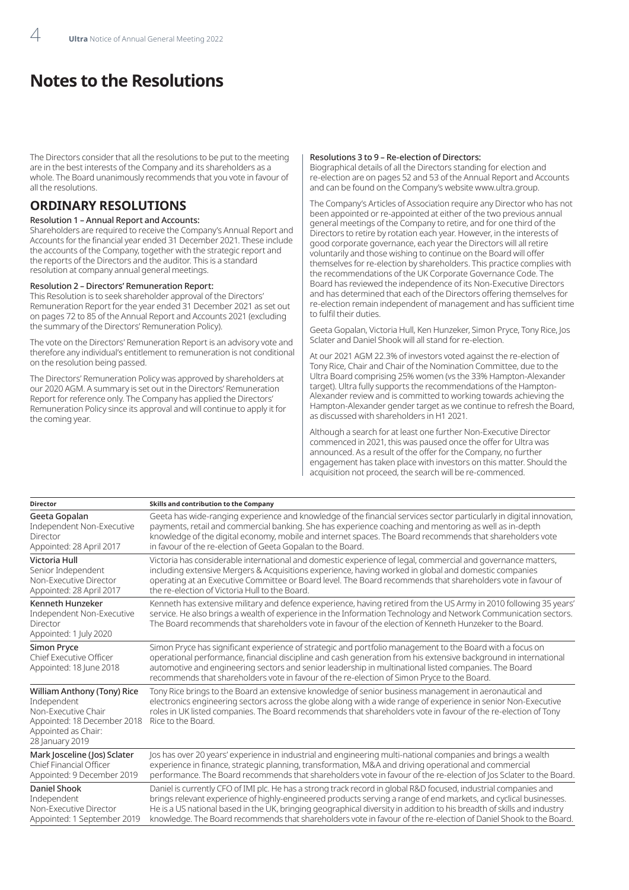# Notes to the Resolutions

The Directors consider that all the resolutions to be put to the meeting are in the best interests of the Company and its shareholders as a whole. The Board unanimously recommends that you vote in favour of all the resolutions.

## ORDINARY RESOLUTIONS

### Resolution 1 – Annual Report and Accounts:

Shareholders are required to receive the Company's Annual Report and Accounts for the financial year ended 31 December 2021. These include the accounts of the Company, together with the strategic report and the reports of the Directors and the auditor. This is a standard resolution at company annual general meetings.

### Resolution 2 – Directors' Remuneration Report:

This Resolution is to seek shareholder approval of the Directors' Remuneration Report for the year ended 31 December 2021 as set out on pages 72 to 85 of the Annual Report and Accounts 2021 (excluding the summary of the Directors' Remuneration Policy).

The vote on the Directors' Remuneration Report is an advisory vote and therefore any individual's entitlement to remuneration is not conditional on the resolution being passed.

The Directors' Remuneration Policy was approved by shareholders at our 2020 AGM. A summary is set out in the Directors' Remuneration Report for reference only. The Company has applied the Directors' Remuneration Policy since its approval and will continue to apply it for the coming year.

### Resolutions 3 to 9 – Re-election of Directors:

Biographical details of all the Directors standing for election and re-election are on pages 52 and 53 of the Annual Report and Accounts and can be found on the Company's website www.ultra.group.

The Company's Articles of Association require any Director who has not been appointed or re-appointed at either of the two previous annual general meetings of the Company to retire, and for one third of the Directors to retire by rotation each year. However, in the interests of good corporate governance, each year the Directors will all retire voluntarily and those wishing to continue on the Board will offer themselves for re-election by shareholders. This practice complies with the recommendations of the UK Corporate Governance Code. The Board has reviewed the independence of its Non-Executive Directors and has determined that each of the Directors offering themselves for re-election remain independent of management and has sufficient time to fulfil their duties.

Geeta Gopalan, Victoria Hull, Ken Hunzeker, Simon Pryce, Tony Rice, Jos Sclater and Daniel Shook will all stand for re-election.

At our 2021 AGM 22.3% of investors voted against the re-election of Tony Rice, Chair and Chair of the Nomination Committee, due to the Ultra Board comprising 25% women (vs the 33% Hampton-Alexander target). Ultra fully supports the recommendations of the Hampton-Alexander review and is committed to working towards achieving the Hampton-Alexander gender target as we continue to refresh the Board, as discussed with shareholders in H1 2021.

Although a search for at least one further Non-Executive Director commenced in 2021, this was paused once the offer for Ultra was announced. As a result of the offer for the Company, no further engagement has taken place with investors on this matter. Should the acquisition not proceed, the search will be re-commenced.

| Director | Skills and contribution to the Company |
|---|---|
| **Geeta Gopalan**<br>Independent Non-Executive Director<br>Appointed: 28 April 2017 | Geeta has wide-ranging experience and knowledge of the financial services sector particularly in digital innovation, payments, retail and commercial banking. She has experience coaching and mentoring as well as in-depth knowledge of the digital economy, mobile and internet spaces. The Board recommends that shareholders vote in favour of the re-election of Geeta Gopalan to the Board. |
| **Victoria Hull**<br>Senior Independent Non-Executive Director<br>Appointed: 28 April 2017 | Victoria has considerable international and domestic experience of legal, commercial and governance matters, including extensive Mergers & Acquisitions experience, having worked in global and domestic companies operating at an Executive Committee or Board level. The Board recommends that shareholders vote in favour of the re-election of Victoria Hull to the Board. |
| **Kenneth Hunzeker**<br>Independent Non-Executive Director<br>Appointed: 1 July 2020 | Kenneth has extensive military and defence experience, having retired from the US Army in 2010 following 35 years' service. He also brings a wealth of experience in the Information Technology and Network Communication sectors. The Board recommends that shareholders vote in favour of the election of Kenneth Hunzeker to the Board. |
| **Simon Pryce**<br>Chief Executive Officer<br>Appointed: 18 June 2018 | Simon Pryce has significant experience of strategic and portfolio management to the Board with a focus on operational performance, financial discipline and cash generation from his extensive background in international automotive and engineering sectors and senior leadership in multinational listed companies. The Board recommends that shareholders vote in favour of the re-election of Simon Pryce to the Board. |
| **William Anthony (Tony) Rice**<br>Independent Non-Executive Chair<br>Appointed: 18 December 2018<br>Appointed as Chair: 28 January 2019 | Tony Rice brings to the Board an extensive knowledge of senior business management in aeronautical and electronics engineering sectors across the globe along with a wide range of experience in senior Non-Executive roles in UK listed companies. The Board recommends that shareholders vote in favour of the re-election of Tony Rice to the Board. |
| **Mark Josceline (Jos) Sclater**<br>Chief Financial Officer<br>Appointed: 9 December 2019 | Jos has over 20 years' experience in industrial and engineering multi-national companies and brings a wealth experience in finance, strategic planning, transformation, M&A and driving operational and commercial performance. The Board recommends that shareholders vote in favour of the re-election of Jos Sclater to the Board. |
| **Daniel Shook**<br>Independent Non-Executive Director<br>Appointed: 1 September 2019 | Daniel is currently CFO of IMI plc. He has a strong track record in global R&D focused, industrial companies and brings relevant experience of highly-engineered products serving a range of end markets, and cyclical businesses. He is a US national based in the UK, bringing geographical diversity in addition to his breadth of skills and industry knowledge. The Board recommends that shareholders vote in favour of the re-election of Daniel Shook to the Board. |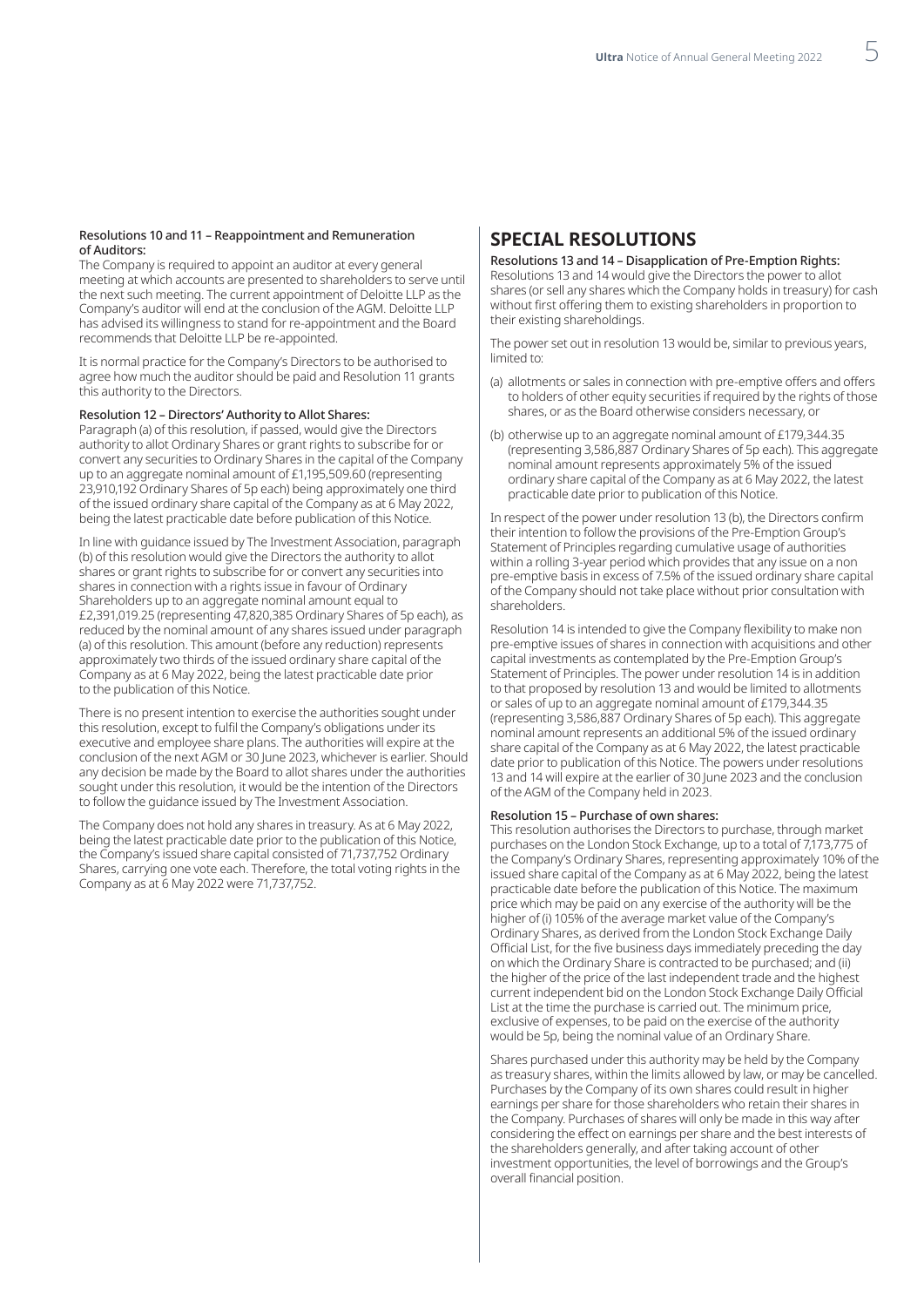**Resolutions 10 and 11 – Reappointment and Remuneration of Auditors:**
The Company is required to appoint an auditor at every general meeting at which accounts are presented to shareholders to serve until the next such meeting. The current appointment of Deloitte LLP as the Company's auditor will end at the conclusion of the AGM. Deloitte LLP has advised its willingness to stand for re-appointment and the Board recommends that Deloitte LLP be re-appointed.

It is normal practice for the Company's Directors to be authorised to agree how much the auditor should be paid and Resolution 11 grants this authority to the Directors.

**Resolution 12 – Directors' Authority to Allot Shares:**
Paragraph (a) of this resolution, if passed, would give the Directors authority to allot Ordinary Shares or grant rights to subscribe for or convert any securities to Ordinary Shares in the capital of the Company up to an aggregate nominal amount of £1,195,509.60 (representing 23,910,192 Ordinary Shares of 5p each) being approximately one third of the issued ordinary share capital of the Company as at 6 May 2022, being the latest practicable date before publication of this Notice.

In line with guidance issued by The Investment Association, paragraph (b) of this resolution would give the Directors the authority to allot shares or grant rights to subscribe for or convert any securities into shares in connection with a rights issue in favour of Ordinary Shareholders up to an aggregate nominal amount equal to £2,391,019.25 (representing 47,820,385 Ordinary Shares of 5p each), as reduced by the nominal amount of any shares issued under paragraph (a) of this resolution. This amount (before any reduction) represents approximately two thirds of the issued ordinary share capital of the Company as at 6 May 2022, being the latest practicable date prior to the publication of this Notice.

There is no present intention to exercise the authorities sought under this resolution, except to fulfil the Company's obligations under its executive and employee share plans. The authorities will expire at the conclusion of the next AGM or 30 June 2023, whichever is earlier. Should any decision be made by the Board to allot shares under the authorities sought under this resolution, it would be the intention of the Directors to follow the guidance issued by The Investment Association.

The Company does not hold any shares in treasury. As at 6 May 2022, being the latest practicable date prior to the publication of this Notice, the Company's issued share capital consisted of 71,737,752 Ordinary Shares, carrying one vote each. Therefore, the total voting rights in the Company as at 6 May 2022 were 71,737,752.

## SPECIAL RESOLUTIONS

**Resolutions 13 and 14 – Disapplication of Pre-Emption Rights:**
Resolutions 13 and 14 would give the Directors the power to allot shares (or sell any shares which the Company holds in treasury) for cash without first offering them to existing shareholders in proportion to their existing shareholdings.

The power set out in resolution 13 would be, similar to previous years, limited to:

(a) allotments or sales in connection with pre-emptive offers and offers to holders of other equity securities if required by the rights of those shares, or as the Board otherwise considers necessary, or

(b) otherwise up to an aggregate nominal amount of £179,344.35 (representing 3,586,887 Ordinary Shares of 5p each). This aggregate nominal amount represents approximately 5% of the issued ordinary share capital of the Company as at 6 May 2022, the latest practicable date prior to publication of this Notice.

In respect of the power under resolution 13 (b), the Directors confirm their intention to follow the provisions of the Pre-Emption Group's Statement of Principles regarding cumulative usage of authorities within a rolling 3-year period which provides that any issue on a non pre-emptive basis in excess of 7.5% of the issued ordinary share capital of the Company should not take place without prior consultation with shareholders.

Resolution 14 is intended to give the Company flexibility to make non pre-emptive issues of shares in connection with acquisitions and other capital investments as contemplated by the Pre-Emption Group's Statement of Principles. The power under resolution 14 is in addition to that proposed by resolution 13 and would be limited to allotments or sales of up to an aggregate nominal amount of £179,344.35 (representing 3,586,887 Ordinary Shares of 5p each). This aggregate nominal amount represents an additional 5% of the issued ordinary share capital of the Company as at 6 May 2022, the latest practicable date prior to publication of this Notice. The powers under resolutions 13 and 14 will expire at the earlier of 30 June 2023 and the conclusion of the AGM of the Company held in 2023.

**Resolution 15 – Purchase of own shares:**
This resolution authorises the Directors to purchase, through market purchases on the London Stock Exchange, up to a total of 7,173,775 of the Company's Ordinary Shares, representing approximately 10% of the issued share capital of the Company as at 6 May 2022, being the latest practicable date before the publication of this Notice. The maximum price which may be paid on any exercise of the authority will be the higher of (i) 105% of the average market value of the Company's Ordinary Shares, as derived from the London Stock Exchange Daily Official List, for the five business days immediately preceding the day on which the Ordinary Share is contracted to be purchased; and (ii) the higher of the price of the last independent trade and the highest current independent bid on the London Stock Exchange Daily Official List at the time the purchase is carried out. The minimum price, exclusive of expenses, to be paid on the exercise of the authority would be 5p, being the nominal value of an Ordinary Share.

Shares purchased under this authority may be held by the Company as treasury shares, within the limits allowed by law, or may be cancelled. Purchases by the Company of its own shares could result in higher earnings per share for those shareholders who retain their shares in the Company. Purchases of shares will only be made in this way after considering the effect on earnings per share and the best interests of the shareholders generally, and after taking account of other investment opportunities, the level of borrowings and the Group's overall financial position.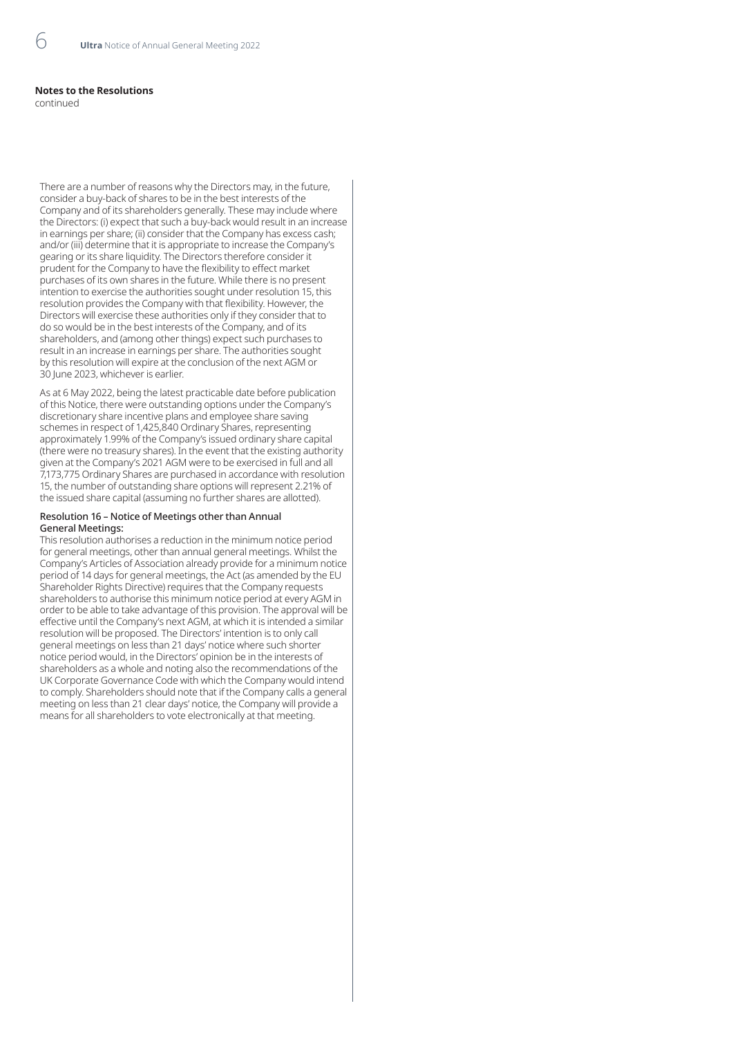**Notes to the Resolutions**
continued

There are a number of reasons why the Directors may, in the future, consider a buy-back of shares to be in the best interests of the Company and of its shareholders generally. These may include where the Directors: (i) expect that such a buy-back would result in an increase in earnings per share; (ii) consider that the Company has excess cash; and/or (iii) determine that it is appropriate to increase the Company's gearing or its share liquidity. The Directors therefore consider it prudent for the Company to have the flexibility to effect market purchases of its own shares in the future. While there is no present intention to exercise the authorities sought under resolution 15, this resolution provides the Company with that flexibility. However, the Directors will exercise these authorities only if they consider that to do so would be in the best interests of the Company, and of its shareholders, and (among other things) expect such purchases to result in an increase in earnings per share. The authorities sought by this resolution will expire at the conclusion of the next AGM or 30 June 2023, whichever is earlier.

As at 6 May 2022, being the latest practicable date before publication of this Notice, there were outstanding options under the Company's discretionary share incentive plans and employee share saving schemes in respect of 1,425,840 Ordinary Shares, representing approximately 1.99% of the Company's issued ordinary share capital (there were no treasury shares). In the event that the existing authority given at the Company's 2021 AGM were to be exercised in full and all 7,173,775 Ordinary Shares are purchased in accordance with resolution 15, the number of outstanding share options will represent 2.21% of the issued share capital (assuming no further shares are allotted).

**Resolution 16 – Notice of Meetings other than Annual General Meetings:**

This resolution authorises a reduction in the minimum notice period for general meetings, other than annual general meetings. Whilst the Company's Articles of Association already provide for a minimum notice period of 14 days for general meetings, the Act (as amended by the EU Shareholder Rights Directive) requires that the Company requests shareholders to authorise this minimum notice period at every AGM in order to be able to take advantage of this provision. The approval will be effective until the Company's next AGM, at which it is intended a similar resolution will be proposed. The Directors' intention is to only call general meetings on less than 21 days' notice where such shorter notice period would, in the Directors' opinion be in the interests of shareholders as a whole and noting also the recommendations of the UK Corporate Governance Code with which the Company would intend to comply. Shareholders should note that if the Company calls a general meeting on less than 21 clear days' notice, the Company will provide a means for all shareholders to vote electronically at that meeting.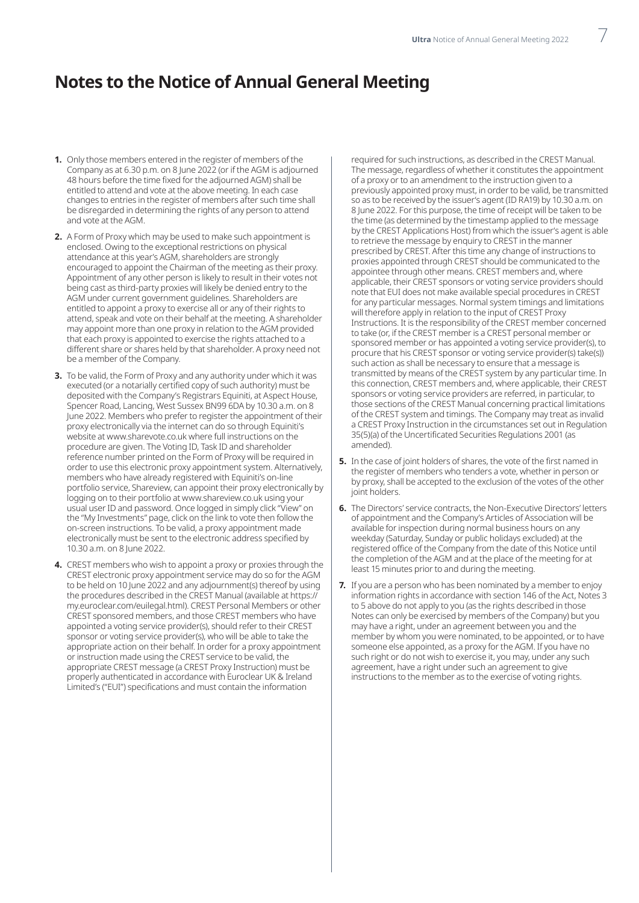# Notes to the Notice of Annual General Meeting

1. Only those members entered in the register of members of the Company as at 6.30 p.m. on 8 June 2022 (or if the AGM is adjourned 48 hours before the time fixed for the adjourned AGM) shall be entitled to attend and vote at the above meeting. In each case changes to entries in the register of members after such time shall be disregarded in determining the rights of any person to attend and vote at the AGM.

2. A Form of Proxy which may be used to make such appointment is enclosed. Owing to the exceptional restrictions on physical attendance at this year's AGM, shareholders are strongly encouraged to appoint the Chairman of the meeting as their proxy. Appointment of any other person is likely to result in their votes not being cast as third-party proxies will likely be denied entry to the AGM under current government guidelines. Shareholders are entitled to appoint a proxy to exercise all or any of their rights to attend, speak and vote on their behalf at the meeting. A shareholder may appoint more than one proxy in relation to the AGM provided that each proxy is appointed to exercise the rights attached to a different share or shares held by that shareholder. A proxy need not be a member of the Company.

3. To be valid, the Form of Proxy and any authority under which it was executed (or a notarially certified copy of such authority) must be deposited with the Company's Registrars Equiniti, at Aspect House, Spencer Road, Lancing, West Sussex BN99 6DA by 10.30 a.m. on 8 June 2022. Members who prefer to register the appointment of their proxy electronically via the internet can do so through Equiniti's website at www.sharevote.co.uk where full instructions on the procedure are given. The Voting ID, Task ID and shareholder reference number printed on the Form of Proxy will be required in order to use this electronic proxy appointment system. Alternatively, members who have already registered with Equiniti's on-line portfolio service, Shareview, can appoint their proxy electronically by logging on to their portfolio at www.shareview.co.uk using your usual user ID and password. Once logged in simply click "View" on the "My Investments" page, click on the link to vote then follow the on-screen instructions. To be valid, a proxy appointment made electronically must be sent to the electronic address specified by 10.30 a.m. on 8 June 2022.

4. CREST members who wish to appoint a proxy or proxies through the CREST electronic proxy appointment service may do so for the AGM to be held on 10 June 2022 and any adjournment(s) thereof by using the procedures described in the CREST Manual (available at https://my.euroclear.com/euilegal.html). CREST Personal Members or other CREST sponsored members, and those CREST members who have appointed a voting service provider(s), should refer to their CREST sponsor or voting service provider(s), who will be able to take the appropriate action on their behalf. In order for a proxy appointment or instruction made using the CREST service to be valid, the appropriate CREST message (a CREST Proxy Instruction) must be properly authenticated in accordance with Euroclear UK & Ireland Limited's ("EUI") specifications and must contain the information required for such instructions, as described in the CREST Manual. The message, regardless of whether it constitutes the appointment of a proxy or to an amendment to the instruction given to a previously appointed proxy must, in order to be valid, be transmitted so as to be received by the issuer's agent (ID RA19) by 10.30 a.m. on 8 June 2022. For this purpose, the time of receipt will be taken to be the time (as determined by the timestamp applied to the message by the CREST Applications Host) from which the issuer's agent is able to retrieve the message by enquiry to CREST in the manner prescribed by CREST. After this time any change of instructions to proxies appointed through CREST should be communicated to the appointee through other means. CREST members and, where applicable, their CREST sponsors or voting service providers should note that EUI does not make available special procedures in CREST for any particular messages. Normal system timings and limitations will therefore apply in relation to the input of CREST Proxy Instructions. It is the responsibility of the CREST member concerned to take (or, if the CREST member is a CREST personal member or sponsored member or has appointed a voting service provider(s), to procure that his CREST sponsor or voting service provider(s) take(s)) such action as shall be necessary to ensure that a message is transmitted by means of the CREST system by any particular time. In this connection, CREST members and, where applicable, their CREST sponsors or voting service providers are referred, in particular, to those sections of the CREST Manual concerning practical limitations of the CREST system and timings. The Company may treat as invalid a CREST Proxy Instruction in the circumstances set out in Regulation 35(5)(a) of the Uncertificated Securities Regulations 2001 (as amended).

5. In the case of joint holders of shares, the vote of the first named in the register of members who tenders a vote, whether in person or by proxy, shall be accepted to the exclusion of the votes of the other joint holders.

6. The Directors' service contracts, the Non-Executive Directors' letters of appointment and the Company's Articles of Association will be available for inspection during normal business hours on any weekday (Saturday, Sunday or public holidays excluded) at the registered office of the Company from the date of this Notice until the completion of the AGM and at the place of the meeting for at least 15 minutes prior to and during the meeting.

7. If you are a person who has been nominated by a member to enjoy information rights in accordance with section 146 of the Act, Notes 3 to 5 above do not apply to you (as the rights described in those Notes can only be exercised by members of the Company) but you may have a right, under an agreement between you and the member by whom you were nominated, to be appointed, or to have someone else appointed, as a proxy for the AGM. If you have no such right or do not wish to exercise it, you may, under any such agreement, have a right under such an agreement to give instructions to the member as to the exercise of voting rights.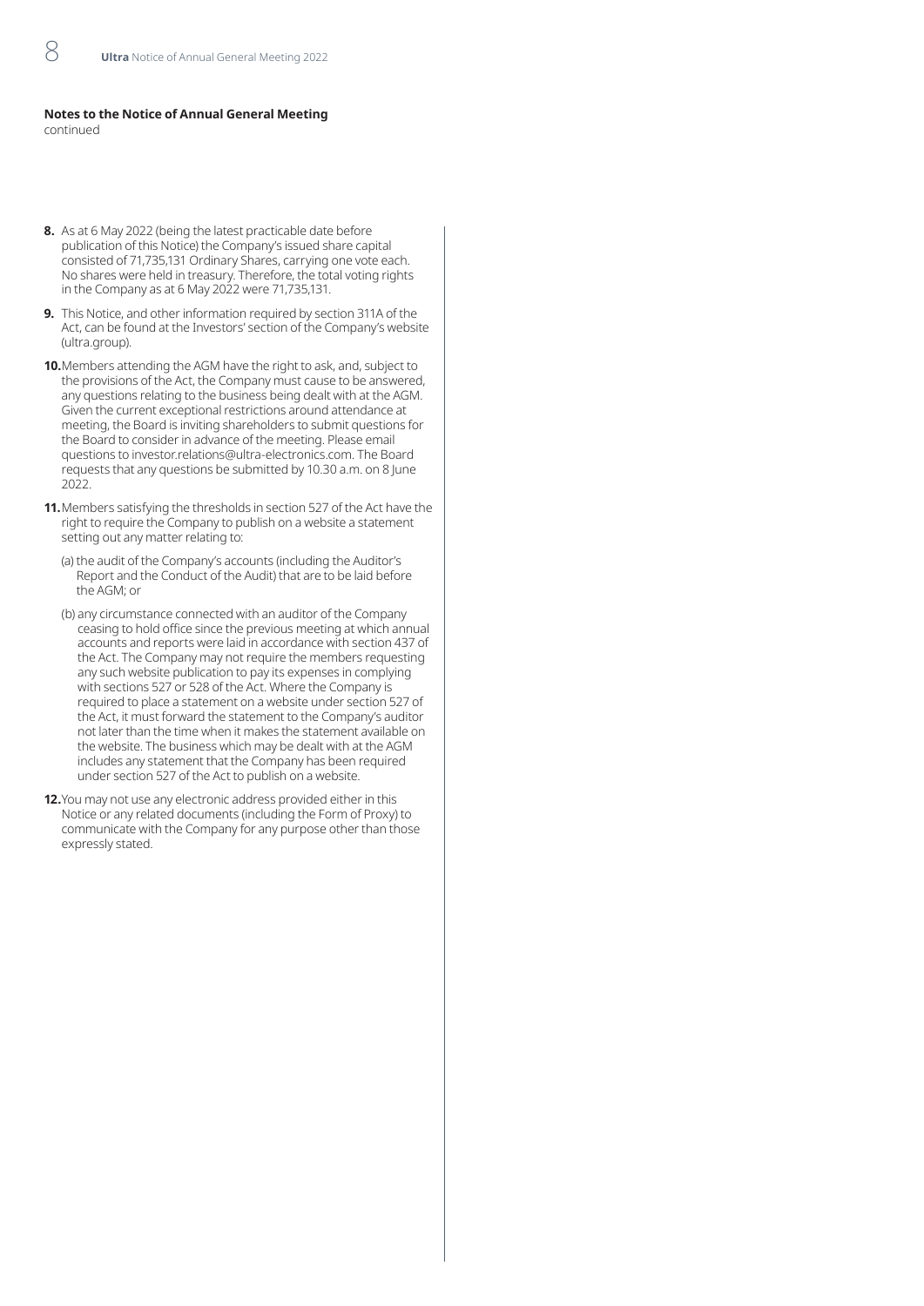**Notes to the Notice of Annual General Meeting**
continued

8. As at 6 May 2022 (being the latest practicable date before publication of this Notice) the Company's issued share capital consisted of 71,735,131 Ordinary Shares, carrying one vote each. No shares were held in treasury. Therefore, the total voting rights in the Company as at 6 May 2022 were 71,735,131.

9. This Notice, and other information required by section 311A of the Act, can be found at the Investors' section of the Company's website (ultra.group).

10. Members attending the AGM have the right to ask, and, subject to the provisions of the Act, the Company must cause to be answered, any questions relating to the business being dealt with at the AGM. Given the current exceptional restrictions around attendance at meeting, the Board is inviting shareholders to submit questions for the Board to consider in advance of the meeting. Please email questions to investor.relations@ultra-electronics.com. The Board requests that any questions be submitted by 10.30 a.m. on 8 June 2022.

11. Members satisfying the thresholds in section 527 of the Act have the right to require the Company to publish on a website a statement setting out any matter relating to:

    (a) the audit of the Company's accounts (including the Auditor's Report and the Conduct of the Audit) that are to be laid before the AGM; or

    (b) any circumstance connected with an auditor of the Company ceasing to hold office since the previous meeting at which annual accounts and reports were laid in accordance with section 437 of the Act. The Company may not require the members requesting any such website publication to pay its expenses in complying with sections 527 or 528 of the Act. Where the Company is required to place a statement on a website under section 527 of the Act, it must forward the statement to the Company's auditor not later than the time when it makes the statement available on the website. The business which may be dealt with at the AGM includes any statement that the Company has been required under section 527 of the Act to publish on a website.

12. You may not use any electronic address provided either in this Notice or any related documents (including the Form of Proxy) to communicate with the Company for any purpose other than those expressly stated.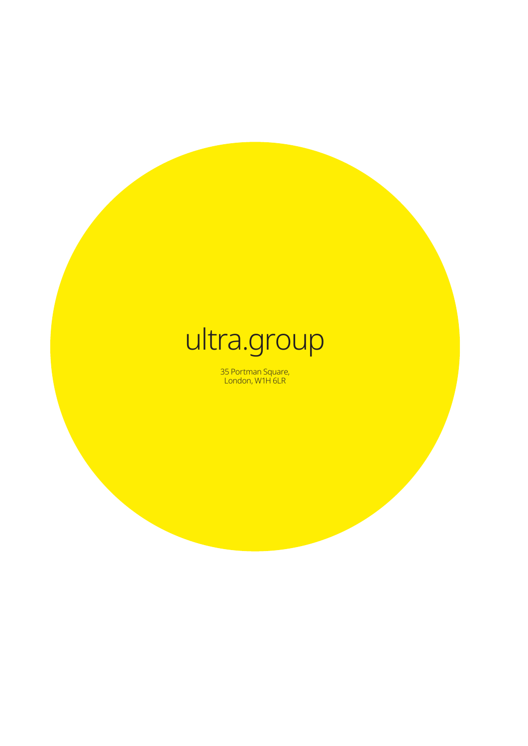ultra.group

35 Portman Square,
London, W1H 6LR